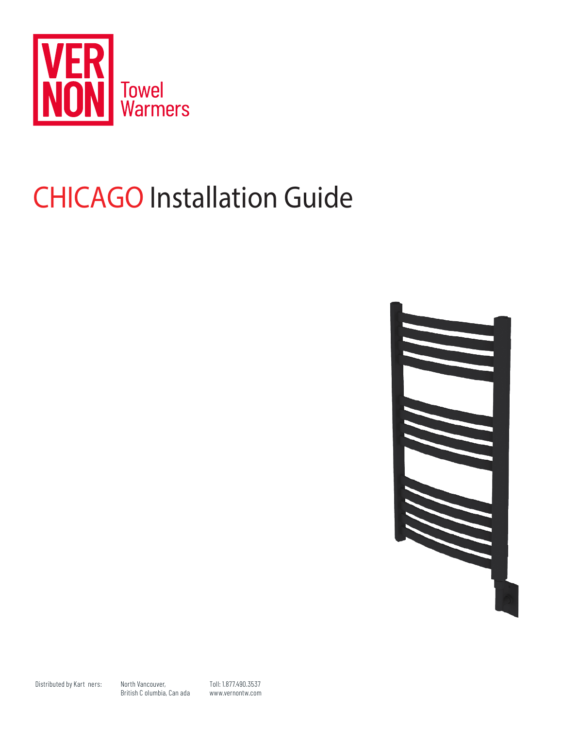VERNON Towel Warmers

# CHICAGO Installation Guide

Distributed by Kart ners:

North Vancouver,
British C olumbia, Can ada

Toll: 1.877.490.3537
www.vernontw.com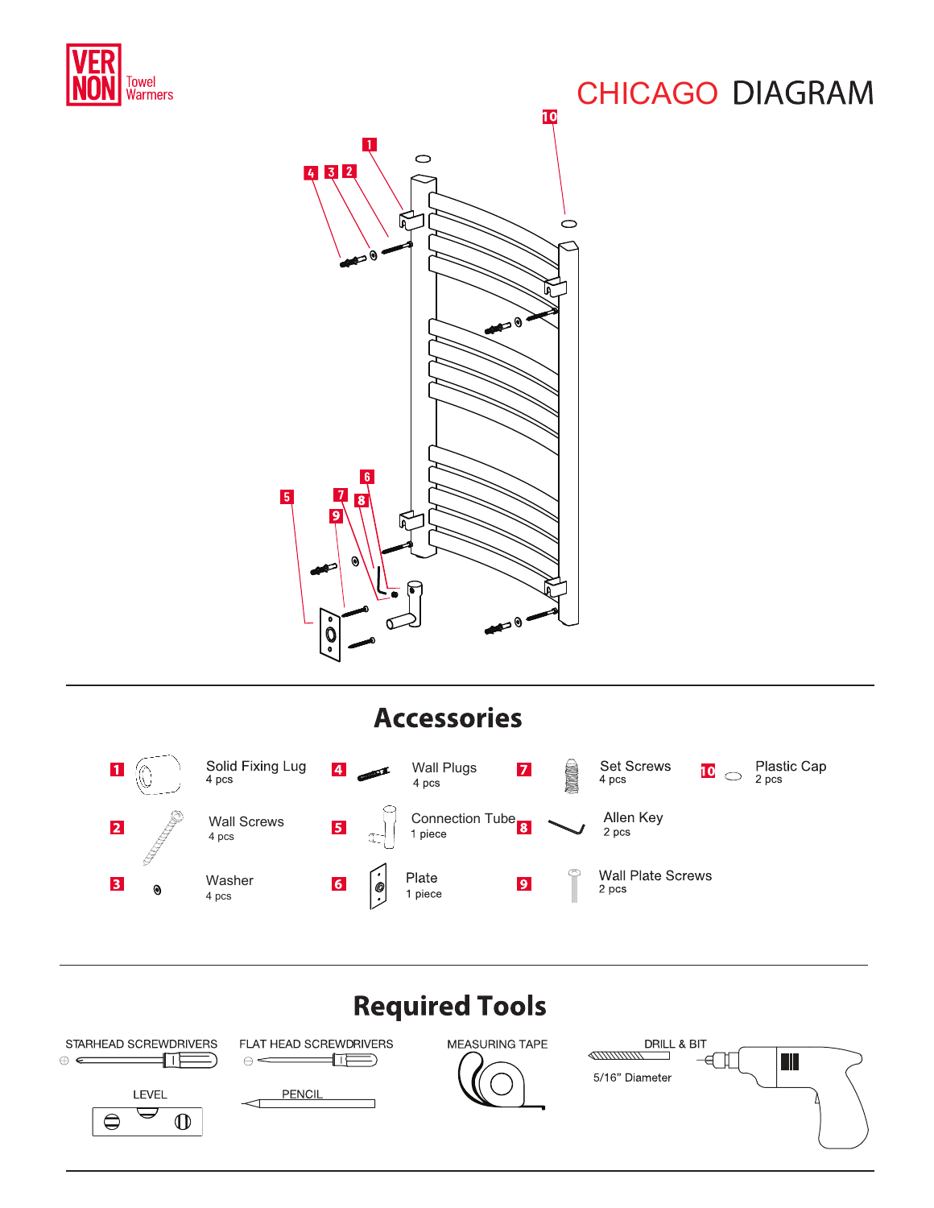VERNON Towel Warmers

# CHICAGO DIAGRAM

## Accessories

| # | Item | Quantity |
|---|---|---|
| 1 | Solid Fixing Lug | 4 pcs |
| 2 | Wall Screws | 4 pcs |
| 3 | Washer | 4 pcs |
| 4 | Wall Plugs | 4 pcs |
| 5 | Connection Tube | 1 piece |
| 6 | Plate | 1 piece |
| 7 | Set Screws | 4 pcs |
| 8 | Allen Key | 2 pcs |
| 9 | Wall Plate Screws | 2 pcs |
| 10 | Plastic Cap | 2 pcs |

## Required Tools

- STARHEAD SCREWDRIVERS
- FLAT HEAD SCREWDRIVERS
- MEASURING TAPE
- DRILL & BIT — 5/16" Diameter
- LEVEL
- PENCIL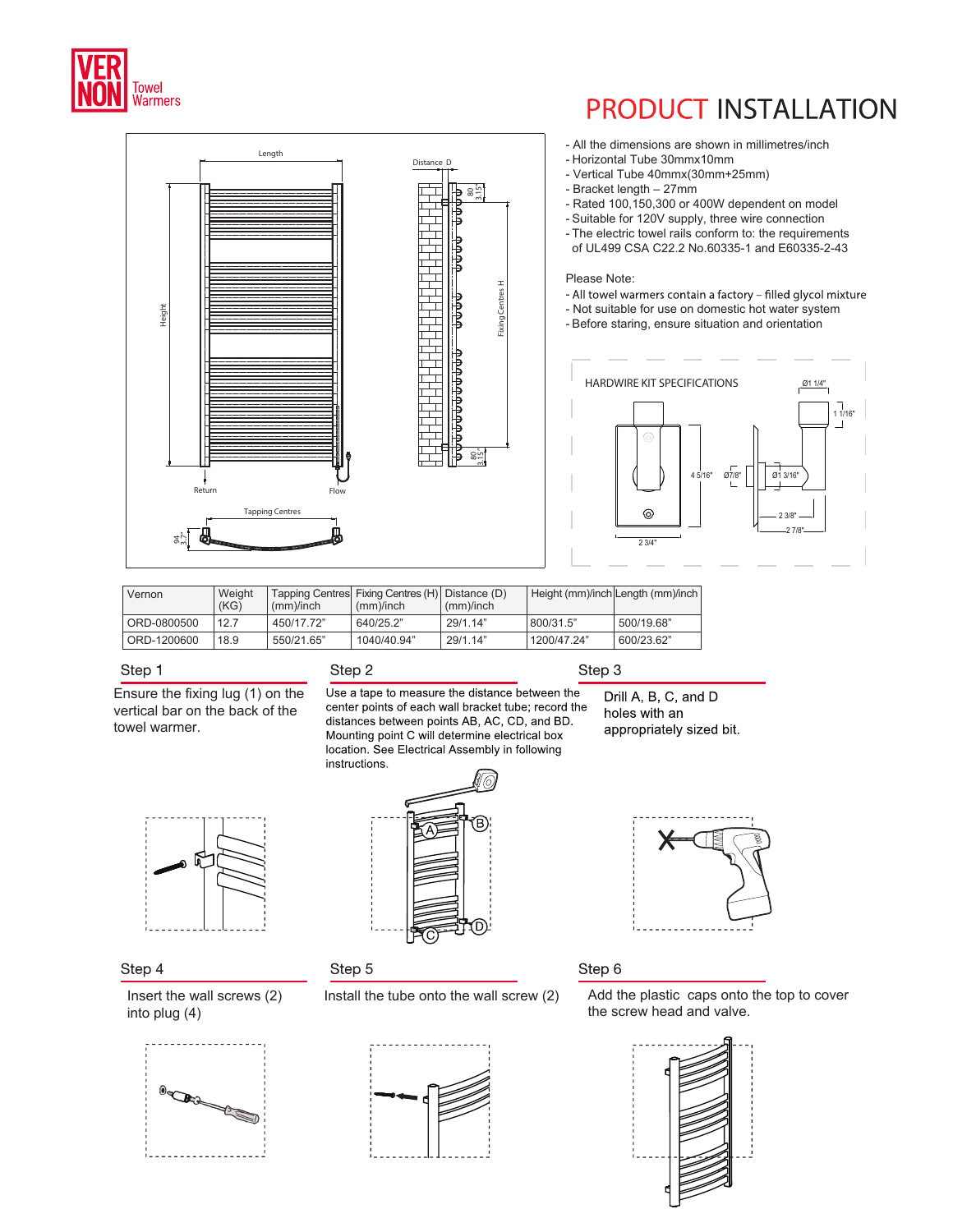# PRODUCT INSTALLATION

- All the dimensions are shown in millimetres/inch
- Horizontal Tube 30mmx10mm
- Vertical Tube 40mmx(30mm+25mm)
- Bracket length – 27mm
- Rated 100,150,300 or 400W dependent on model
- Suitable for 120V supply, three wire connection
- The electric towel rails conform to: the requirements of UL499 CSA C22.2 No.60335-1 and E60335-2-43

Please Note:

- All towel warmers contain a factory – filled glycol mixture
- Not suitable for use on domestic hot water system
- Before staring, ensure situation and orientation

HARDWIRE KIT SPECIFICATIONS

| Vernon | Weight (KG) | Tapping Centres (mm)/inch | Fixing Centres (H) (mm)/inch | Distance (D) (mm)/inch | Height (mm)/inch | Length (mm)/inch |
|---|---|---|---|---|---|---|
| ORD-0800500 | 12.7 | 450/17.72" | 640/25.2" | 29/1.14" | 800/31.5" | 500/19.68" |
| ORD-1200600 | 18.9 | 550/21.65" | 1040/40.94" | 29/1.14" | 1200/47.24" | 600/23.62" |

## Step 1

Ensure the fixing lug (1) on the vertical bar on the back of the towel warmer.

## Step 2

Use a tape to measure the distance between the center points of each wall bracket tube; record the distances between points AB, AC, CD, and BD. Mounting point C will determine electrical box location. See Electrical Assembly in following instructions.

## Step 3

Drill A, B, C, and D holes with an appropriately sized bit.

## Step 4

Insert the wall screws (2) into plug (4)

## Step 5

Install the tube onto the wall screw (2)

## Step 6

Add the plastic caps onto the top to cover the screw head and valve.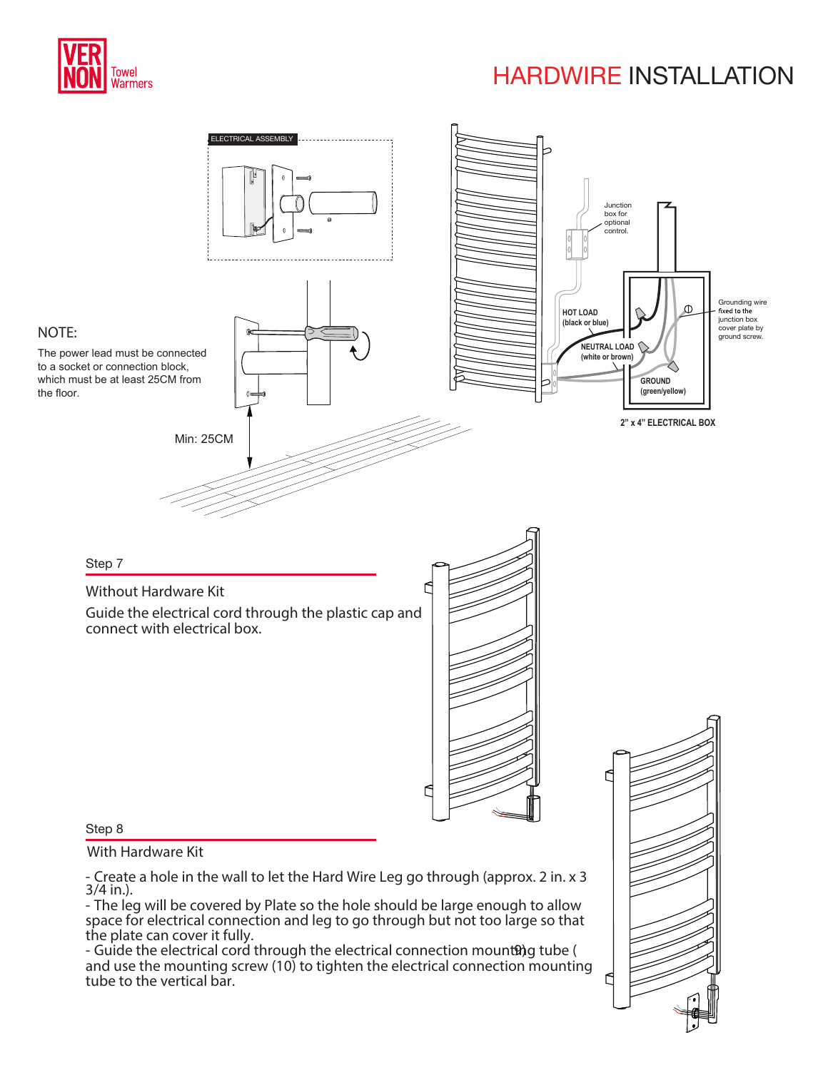# HARDWIRE INSTALLATION

ELECTRICAL ASSEMBLY

Junction box for optional control.

HOT LOAD (black or blue)

NEUTRAL LOAD (white or brown)

GROUND (green/yellow)

Grounding wire fixed to the junction box cover plate by ground screw.

2" x 4" ELECTRICAL BOX

NOTE:

The power lead must be connected to a socket or connection block, which must be at least 25CM from the floor.

Min: 25CM

## Step 7

Without Hardware Kit

Guide the electrical cord through the plastic cap and connect with electrical box.

## Step 8

With Hardware Kit

- Create a hole in the wall to let the Hard Wire Leg go through (approx. 2 in. x 3 3/4 in.).
- The leg will be covered by Plate so the hole should be large enough to allow space for electrical connection and leg to go through but not too large so that the plate can cover it fully.
- Guide the electrical cord through the electrical connection mounting tube (9) and use the mounting screw (10) to tighten the electrical connection mounting tube to the vertical bar.